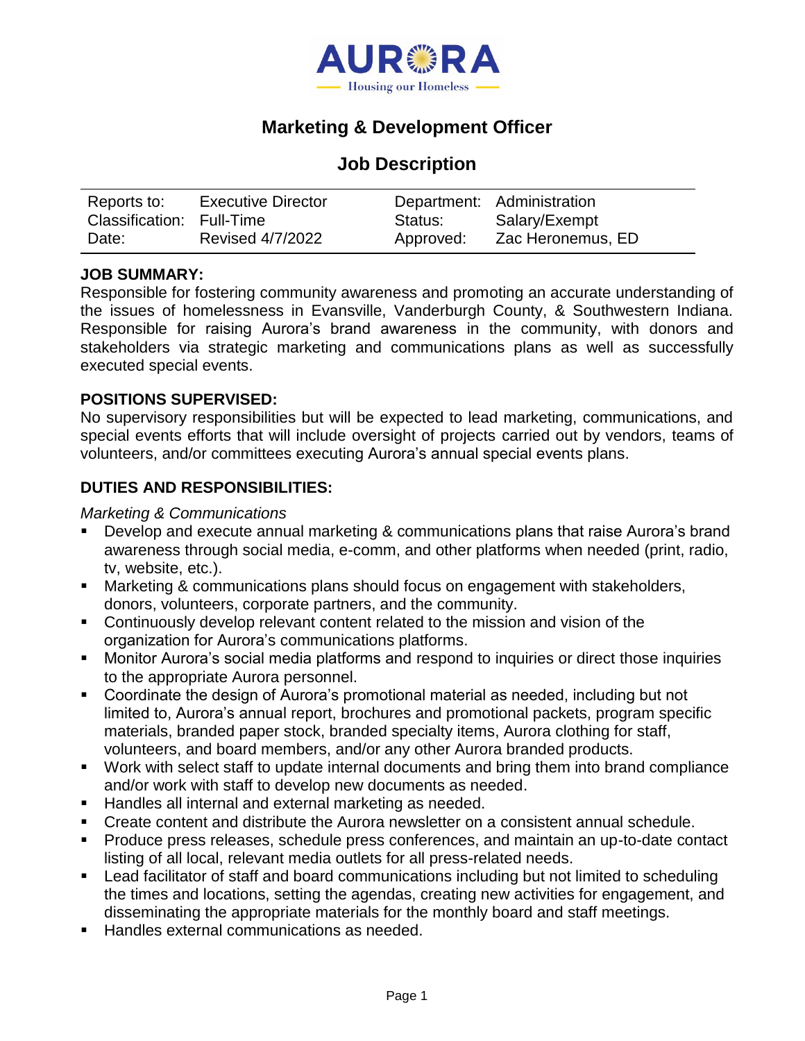AURORA
Housing our Homeless

# Marketing & Development Officer

## Job Description

| | | | |
|---|---|---|---|
| Reports to: | Executive Director | Department: | Administration |
| Classification: | Full-Time | Status: | Salary/Exempt |
| Date: | Revised 4/7/2022 | Approved: | Zac Heronemus, ED |

**JOB SUMMARY:**

Responsible for fostering community awareness and promoting an accurate understanding of the issues of homelessness in Evansville, Vanderburgh County, & Southwestern Indiana. Responsible for raising Aurora's brand awareness in the community, with donors and stakeholders via strategic marketing and communications plans as well as successfully executed special events.

**POSITIONS SUPERVISED:**

No supervisory responsibilities but will be expected to lead marketing, communications, and special events efforts that will include oversight of projects carried out by vendors, teams of volunteers, and/or committees executing Aurora's annual special events plans.

**DUTIES AND RESPONSIBILITIES:**

*Marketing & Communications*

- Develop and execute annual marketing & communications plans that raise Aurora's brand awareness through social media, e-comm, and other platforms when needed (print, radio, tv, website, etc.).
- Marketing & communications plans should focus on engagement with stakeholders, donors, volunteers, corporate partners, and the community.
- Continuously develop relevant content related to the mission and vision of the organization for Aurora's communications platforms.
- Monitor Aurora's social media platforms and respond to inquiries or direct those inquiries to the appropriate Aurora personnel.
- Coordinate the design of Aurora's promotional material as needed, including but not limited to, Aurora's annual report, brochures and promotional packets, program specific materials, branded paper stock, branded specialty items, Aurora clothing for staff, volunteers, and board members, and/or any other Aurora branded products.
- Work with select staff to update internal documents and bring them into brand compliance and/or work with staff to develop new documents as needed.
- Handles all internal and external marketing as needed.
- Create content and distribute the Aurora newsletter on a consistent annual schedule.
- Produce press releases, schedule press conferences, and maintain an up-to-date contact listing of all local, relevant media outlets for all press-related needs.
- Lead facilitator of staff and board communications including but not limited to scheduling the times and locations, setting the agendas, creating new activities for engagement, and disseminating the appropriate materials for the monthly board and staff meetings.
- Handles external communications as needed.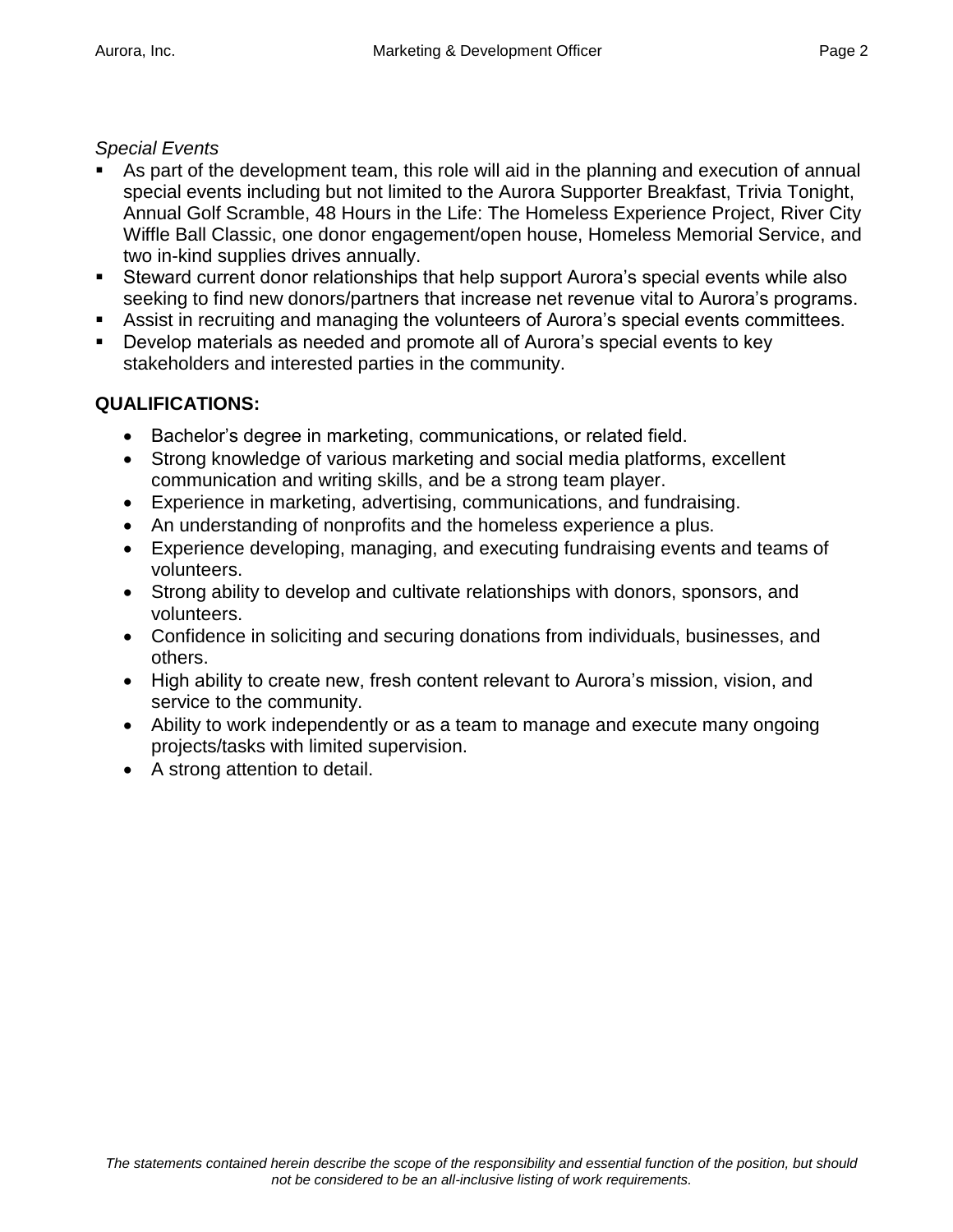*Special Events*

- As part of the development team, this role will aid in the planning and execution of annual special events including but not limited to the Aurora Supporter Breakfast, Trivia Tonight, Annual Golf Scramble, 48 Hours in the Life: The Homeless Experience Project, River City Wiffle Ball Classic, one donor engagement/open house, Homeless Memorial Service, and two in-kind supplies drives annually.
- Steward current donor relationships that help support Aurora's special events while also seeking to find new donors/partners that increase net revenue vital to Aurora's programs.
- Assist in recruiting and managing the volunteers of Aurora's special events committees.
- Develop materials as needed and promote all of Aurora's special events to key stakeholders and interested parties in the community.

## QUALIFICATIONS:

- Bachelor's degree in marketing, communications, or related field.
- Strong knowledge of various marketing and social media platforms, excellent communication and writing skills, and be a strong team player.
- Experience in marketing, advertising, communications, and fundraising.
- An understanding of nonprofits and the homeless experience a plus.
- Experience developing, managing, and executing fundraising events and teams of volunteers.
- Strong ability to develop and cultivate relationships with donors, sponsors, and volunteers.
- Confidence in soliciting and securing donations from individuals, businesses, and others.
- High ability to create new, fresh content relevant to Aurora's mission, vision, and service to the community.
- Ability to work independently or as a team to manage and execute many ongoing projects/tasks with limited supervision.
- A strong attention to detail.

*The statements contained herein describe the scope of the responsibility and essential function of the position, but should not be considered to be an all-inclusive listing of work requirements.*